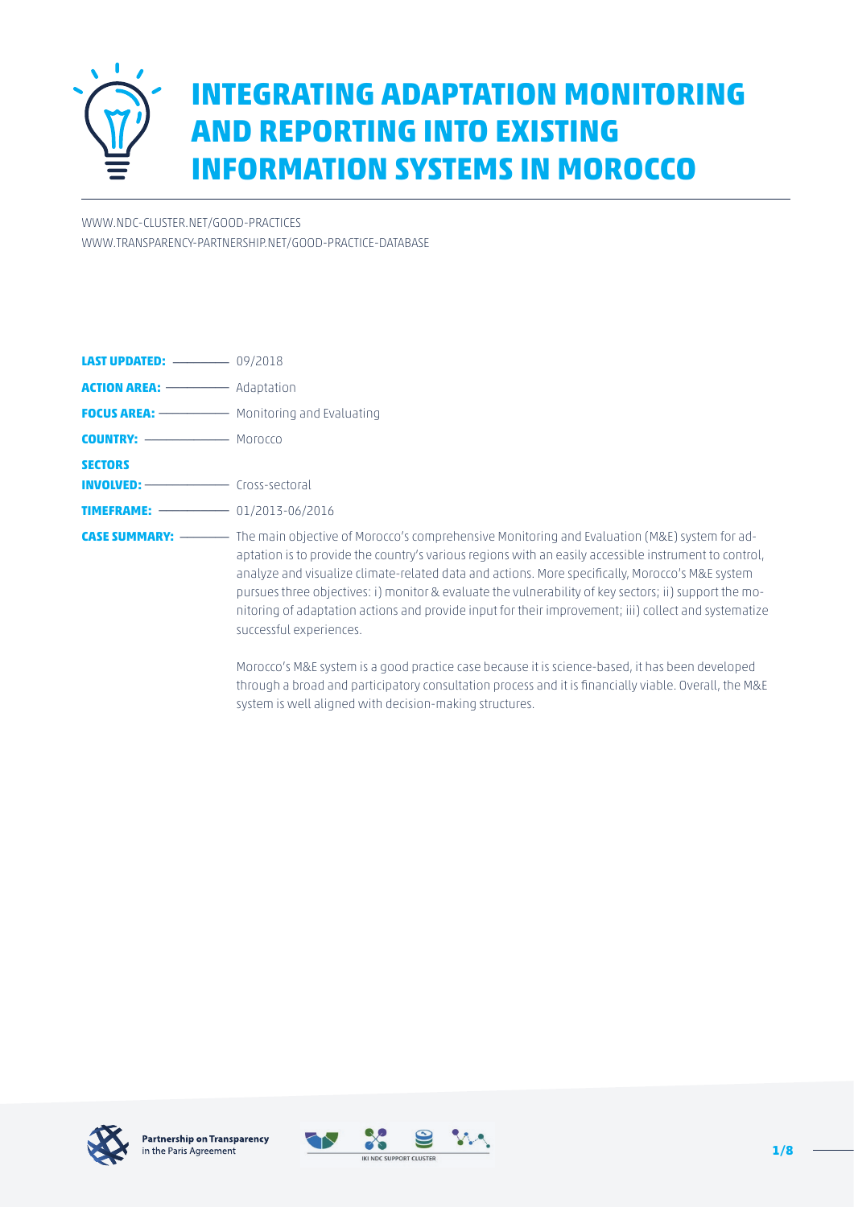# INTEGRATING ADAPTATION MONITORING AND REPORTING INTO EXISTING INFORMATION SYSTEMS IN MOROCCO

WWW.NDC-CLUSTER.NET/GOOD-PRACTICES
WWW.TRANSPARENCY-PARTNERSHIP.NET/GOOD-PRACTICE-DATABASE

**LAST UPDATED:** 09/2018

**ACTION AREA:** Adaptation

**FOCUS AREA:** Monitoring and Evaluating

**COUNTRY:** Morocco

**SECTORS INVOLVED:** Cross-sectoral

**TIMEFRAME:** 01/2013-06/2016

**CASE SUMMARY:** The main objective of Morocco's comprehensive Monitoring and Evaluation (M&E) system for adaptation is to provide the country's various regions with an easily accessible instrument to control, analyze and visualize climate-related data and actions. More specifically, Morocco's M&E system pursues three objectives: i) monitor & evaluate the vulnerability of key sectors; ii) support the monitoring of adaptation actions and provide input for their improvement; iii) collect and systematize successful experiences.

Morocco's M&E system is a good practice case because it is science-based, it has been developed through a broad and participatory consultation process and it is financially viable. Overall, the M&E system is well aligned with decision-making structures.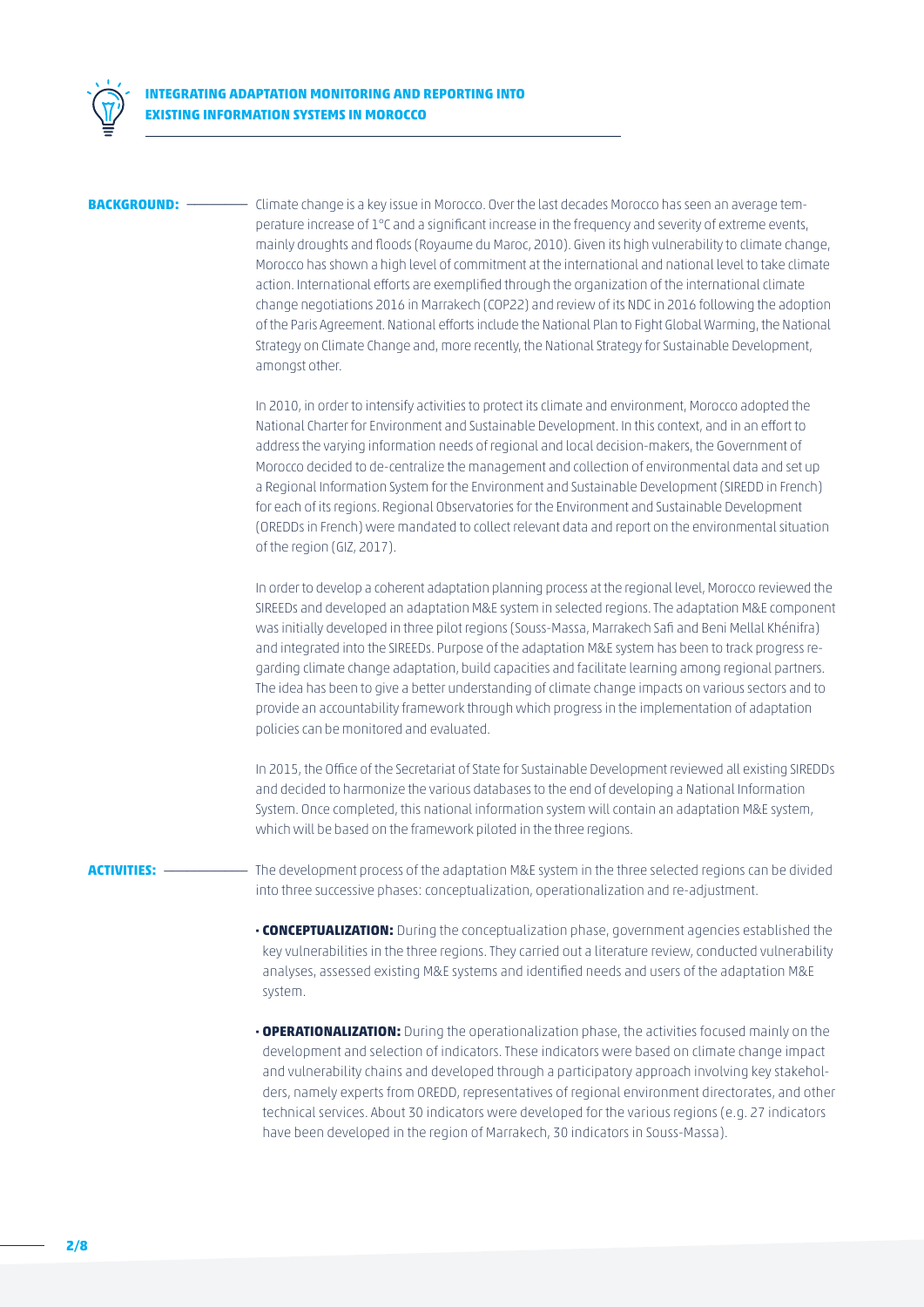## INTEGRATING ADAPTATION MONITORING AND REPORTING INTO EXISTING INFORMATION SYSTEMS IN MOROCCO

**BACKGROUND:** Climate change is a key issue in Morocco. Over the last decades Morocco has seen an average temperature increase of 1°C and a significant increase in the frequency and severity of extreme events, mainly droughts and floods (Royaume du Maroc, 2010). Given its high vulnerability to climate change, Morocco has shown a high level of commitment at the international and national level to take climate action. International efforts are exemplified through the organization of the international climate change negotiations 2016 in Marrakech (COP22) and review of its NDC in 2016 following the adoption of the Paris Agreement. National efforts include the National Plan to Fight Global Warming, the National Strategy on Climate Change and, more recently, the National Strategy for Sustainable Development, amongst other.

In 2010, in order to intensify activities to protect its climate and environment, Morocco adopted the National Charter for Environment and Sustainable Development. In this context, and in an effort to address the varying information needs of regional and local decision-makers, the Government of Morocco decided to de-centralize the management and collection of environmental data and set up a Regional Information System for the Environment and Sustainable Development (SIREDD in French) for each of its regions. Regional Observatories for the Environment and Sustainable Development (OREDDs in French) were mandated to collect relevant data and report on the environmental situation of the region (GIZ, 2017).

In order to develop a coherent adaptation planning process at the regional level, Morocco reviewed the SIREEDs and developed an adaptation M&E system in selected regions. The adaptation M&E component was initially developed in three pilot regions (Souss-Massa, Marrakech Safi and Beni Mellal Khénifra) and integrated into the SIREEDs. Purpose of the adaptation M&E system has been to track progress regarding climate change adaptation, build capacities and facilitate learning among regional partners. The idea has been to give a better understanding of climate change impacts on various sectors and to provide an accountability framework through which progress in the implementation of adaptation policies can be monitored and evaluated.

In 2015, the Office of the Secretariat of State for Sustainable Development reviewed all existing SIREDDs and decided to harmonize the various databases to the end of developing a National Information System. Once completed, this national information system will contain an adaptation M&E system, which will be based on the framework piloted in the three regions.

**ACTIVITIES:** The development process of the adaptation M&E system in the three selected regions can be divided into three successive phases: conceptualization, operationalization and re-adjustment.

- **CONCEPTUALIZATION:** During the conceptualization phase, government agencies established the key vulnerabilities in the three regions. They carried out a literature review, conducted vulnerability analyses, assessed existing M&E systems and identified needs and users of the adaptation M&E system.

- **OPERATIONALIZATION:** During the operationalization phase, the activities focused mainly on the development and selection of indicators. These indicators were based on climate change impact and vulnerability chains and developed through a participatory approach involving key stakeholders, namely experts from OREDD, representatives of regional environment directorates, and other technical services. About 30 indicators were developed for the various regions (e.g. 27 indicators have been developed in the region of Marrakech, 30 indicators in Souss-Massa).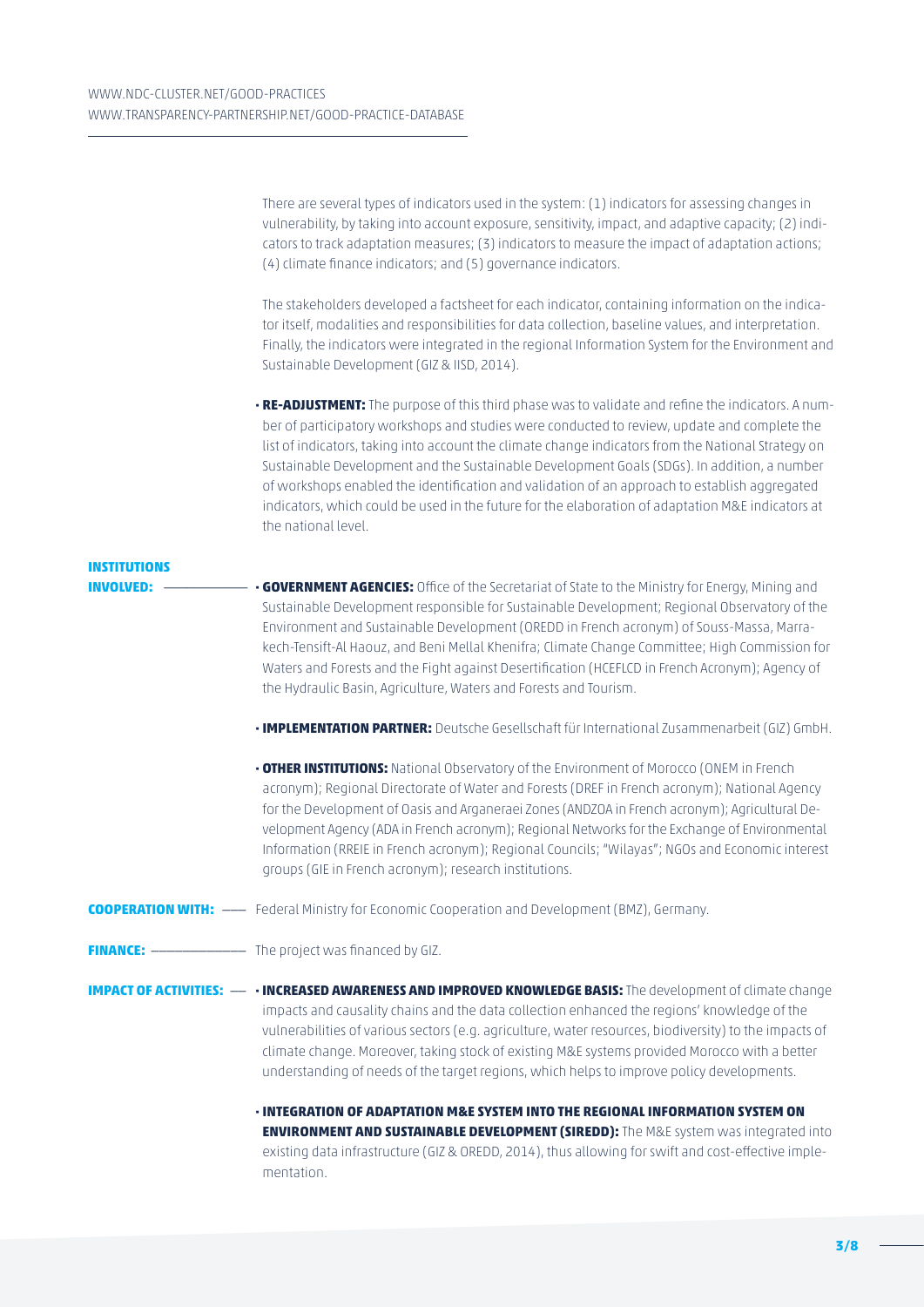WWW.NDC-CLUSTER.NET/GOOD-PRACTICES
WWW.TRANSPARENCY-PARTNERSHIP.NET/GOOD-PRACTICE-DATABASE

There are several types of indicators used in the system: (1) indicators for assessing changes in vulnerability, by taking into account exposure, sensitivity, impact, and adaptive capacity; (2) indicators to track adaptation measures; (3) indicators to measure the impact of adaptation actions; (4) climate finance indicators; and (5) governance indicators.

The stakeholders developed a factsheet for each indicator, containing information on the indicator itself, modalities and responsibilities for data collection, baseline values, and interpretation. Finally, the indicators were integrated in the regional Information System for the Environment and Sustainable Development (GIZ & IISD, 2014).

- **RE-ADJUSTMENT:** The purpose of this third phase was to validate and refine the indicators. A number of participatory workshops and studies were conducted to review, update and complete the list of indicators, taking into account the climate change indicators from the National Strategy on Sustainable Development and the Sustainable Development Goals (SDGs). In addition, a number of workshops enabled the identification and validation of an approach to establish aggregated indicators, which could be used in the future for the elaboration of adaptation M&E indicators at the national level.

**INSTITUTIONS INVOLVED:**

- **GOVERNMENT AGENCIES:** Office of the Secretariat of State to the Ministry for Energy, Mining and Sustainable Development responsible for Sustainable Development; Regional Observatory of the Environment and Sustainable Development (OREDD in French acronym) of Souss-Massa, Marrakech-Tensift-Al Haouz, and Beni Mellal Khenifra; Climate Change Committee; High Commission for Waters and Forests and the Fight against Desertification (HCEFLCD in French Acronym); Agency of the Hydraulic Basin, Agriculture, Waters and Forests and Tourism.
- **IMPLEMENTATION PARTNER:** Deutsche Gesellschaft für International Zusammenarbeit (GIZ) GmbH.
- **OTHER INSTITUTIONS:** National Observatory of the Environment of Morocco (ONEM in French acronym); Regional Directorate of Water and Forests (DREF in French acronym); National Agency for the Development of Oasis and Arganeraei Zones (ANDZOA in French acronym); Agricultural Development Agency (ADA in French acronym); Regional Networks for the Exchange of Environmental Information (RREIE in French acronym); Regional Councils; "Wilayas"; NGOs and Economic interest groups (GIE in French acronym); research institutions.

**COOPERATION WITH:** Federal Ministry for Economic Cooperation and Development (BMZ), Germany.

**FINANCE:** The project was financed by GIZ.

**IMPACT OF ACTIVITIES:**

- **INCREASED AWARENESS AND IMPROVED KNOWLEDGE BASIS:** The development of climate change impacts and causality chains and the data collection enhanced the regions' knowledge of the vulnerabilities of various sectors (e.g. agriculture, water resources, biodiversity) to the impacts of climate change. Moreover, taking stock of existing M&E systems provided Morocco with a better understanding of needs of the target regions, which helps to improve policy developments.
- **INTEGRATION OF ADAPTATION M&E SYSTEM INTO THE REGIONAL INFORMATION SYSTEM ON ENVIRONMENT AND SUSTAINABLE DEVELOPMENT (SIREDD):** The M&E system was integrated into existing data infrastructure (GIZ & OREDD, 2014), thus allowing for swift and cost-effective implementation.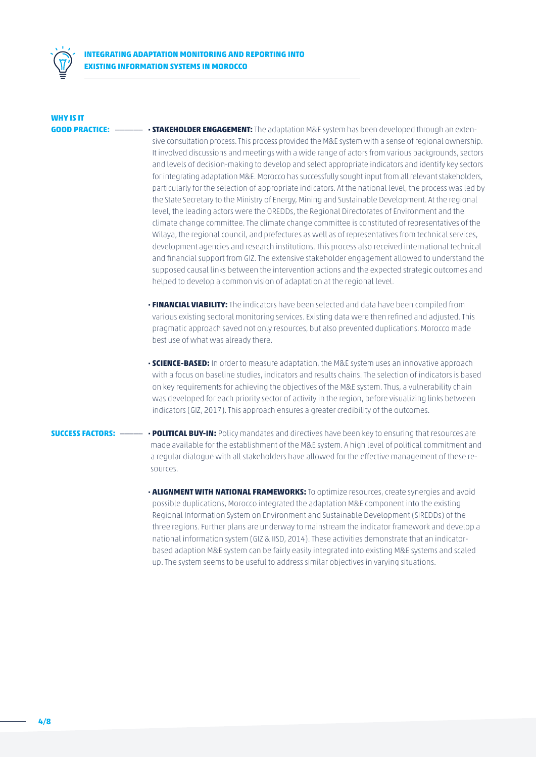**WHY IS IT GOOD PRACTICE:**

- **STAKEHOLDER ENGAGEMENT:** The adaptation M&E system has been developed through an extensive consultation process. This process provided the M&E system with a sense of regional ownership. It involved discussions and meetings with a wide range of actors from various backgrounds, sectors and levels of decision-making to develop and select appropriate indicators and identify key sectors for integrating adaptation M&E. Morocco has successfully sought input from all relevant stakeholders, particularly for the selection of appropriate indicators. At the national level, the process was led by the State Secretary to the Ministry of Energy, Mining and Sustainable Development. At the regional level, the leading actors were the OREDDs, the Regional Directorates of Environment and the climate change committee. The climate change committee is constituted of representatives of the Wilaya, the regional council, and prefectures as well as of representatives from technical services, development agencies and research institutions. This process also received international technical and financial support from GIZ. The extensive stakeholder engagement allowed to understand the supposed causal links between the intervention actions and the expected strategic outcomes and helped to develop a common vision of adaptation at the regional level.

- **FINANCIAL VIABILITY:** The indicators have been selected and data have been compiled from various existing sectoral monitoring services. Existing data were then refined and adjusted. This pragmatic approach saved not only resources, but also prevented duplications. Morocco made best use of what was already there.

- **SCIENCE-BASED:** In order to measure adaptation, the M&E system uses an innovative approach with a focus on baseline studies, indicators and results chains. The selection of indicators is based on key requirements for achieving the objectives of the M&E system. Thus, a vulnerability chain was developed for each priority sector of activity in the region, before visualizing links between indicators (GIZ, 2017). This approach ensures a greater credibility of the outcomes.

**SUCCESS FACTORS:**

- **POLITICAL BUY-IN:** Policy mandates and directives have been key to ensuring that resources are made available for the establishment of the M&E system. A high level of political commitment and a regular dialogue with all stakeholders have allowed for the effective management of these resources.

- **ALIGNMENT WITH NATIONAL FRAMEWORKS:** To optimize resources, create synergies and avoid possible duplications, Morocco integrated the adaptation M&E component into the existing Regional Information System on Environment and Sustainable Development (SIREDDs) of the three regions. Further plans are underway to mainstream the indicator framework and develop a national information system (GIZ & IISD, 2014). These activities demonstrate that an indicator-based adaption M&E system can be fairly easily integrated into existing M&E systems and scaled up. The system seems to be useful to address similar objectives in varying situations.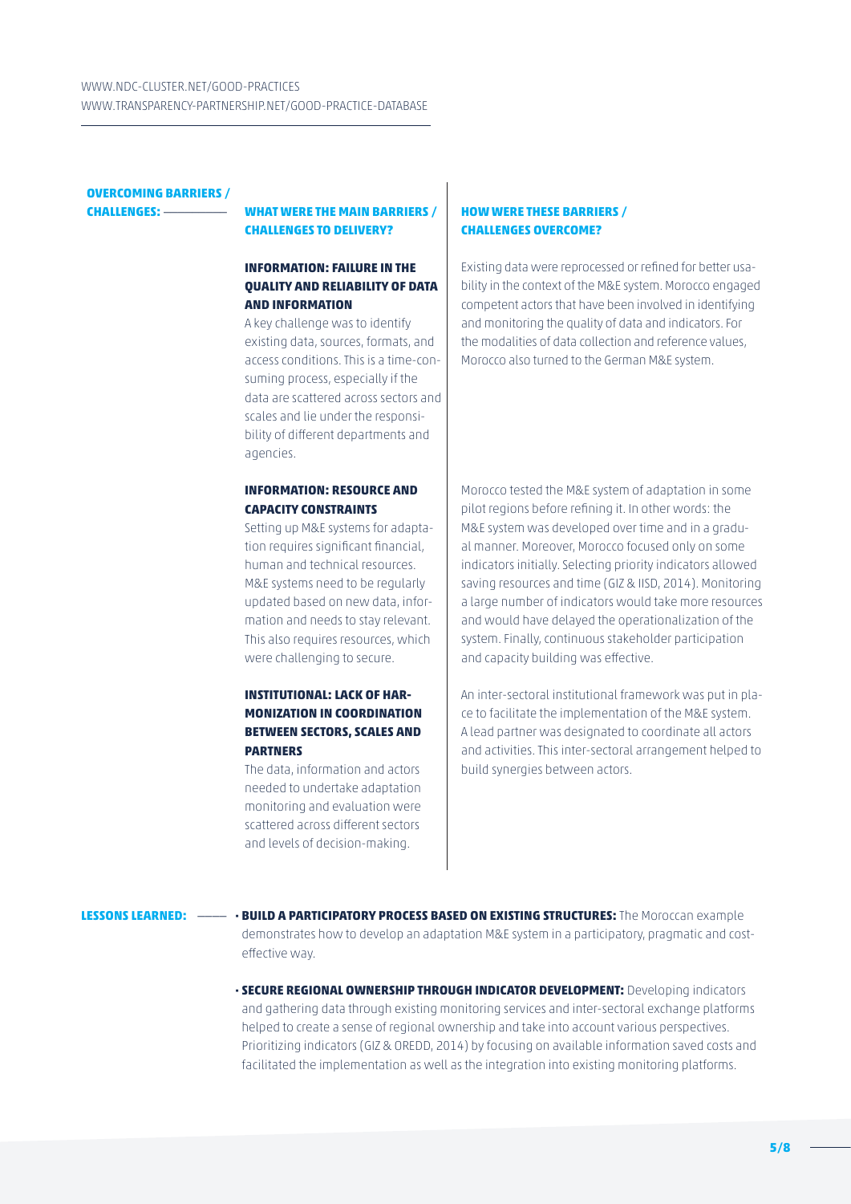WWW.NDC-CLUSTER.NET/GOOD-PRACTICES
WWW.TRANSPARENCY-PARTNERSHIP.NET/GOOD-PRACTICE-DATABASE

## OVERCOMING BARRIERS / CHALLENGES:

| WHAT WERE THE MAIN BARRIERS / CHALLENGES TO DELIVERY? | HOW WERE THESE BARRIERS / CHALLENGES OVERCOME? |
|---|---|
| **INFORMATION: FAILURE IN THE QUALITY AND RELIABILITY OF DATA AND INFORMATION** A key challenge was to identify existing data, sources, formats, and access conditions. This is a time-consuming process, especially if the data are scattered across sectors and scales and lie under the responsibility of different departments and agencies. | Existing data were reprocessed or refined for better usability in the context of the M&E system. Morocco engaged competent actors that have been involved in identifying and monitoring the quality of data and indicators. For the modalities of data collection and reference values, Morocco also turned to the German M&E system. |
| **INFORMATION: RESOURCE AND CAPACITY CONSTRAINTS** Setting up M&E systems for adaptation requires significant financial, human and technical resources. M&E systems need to be regularly updated based on new data, information and needs to stay relevant. This also requires resources, which were challenging to secure. | Morocco tested the M&E system of adaptation in some pilot regions before refining it. In other words: the M&E system was developed over time and in a gradual manner. Moreover, Morocco focused only on some indicators initially. Selecting priority indicators allowed saving resources and time (GIZ & IISD, 2014). Monitoring a large number of indicators would take more resources and would have delayed the operationalization of the system. Finally, continuous stakeholder participation and capacity building was effective. |
| **INSTITUTIONAL: LACK OF HARMONIZATION IN COORDINATION BETWEEN SECTORS, SCALES AND PARTNERS** The data, information and actors needed to undertake adaptation monitoring and evaluation were scattered across different sectors and levels of decision-making. | An inter-sectoral institutional framework was put in place to facilitate the implementation of the M&E system. A lead partner was designated to coordinate all actors and activities. This inter-sectoral arrangement helped to build synergies between actors. |

## LESSONS LEARNED:

- **BUILD A PARTICIPATORY PROCESS BASED ON EXISTING STRUCTURES:** The Moroccan example demonstrates how to develop an adaptation M&E system in a participatory, pragmatic and cost-effective way.
- **SECURE REGIONAL OWNERSHIP THROUGH INDICATOR DEVELOPMENT:** Developing indicators and gathering data through existing monitoring services and inter-sectoral exchange platforms helped to create a sense of regional ownership and take into account various perspectives. Prioritizing indicators (GIZ & OREDD, 2014) by focusing on available information saved costs and facilitated the implementation as well as the integration into existing monitoring platforms.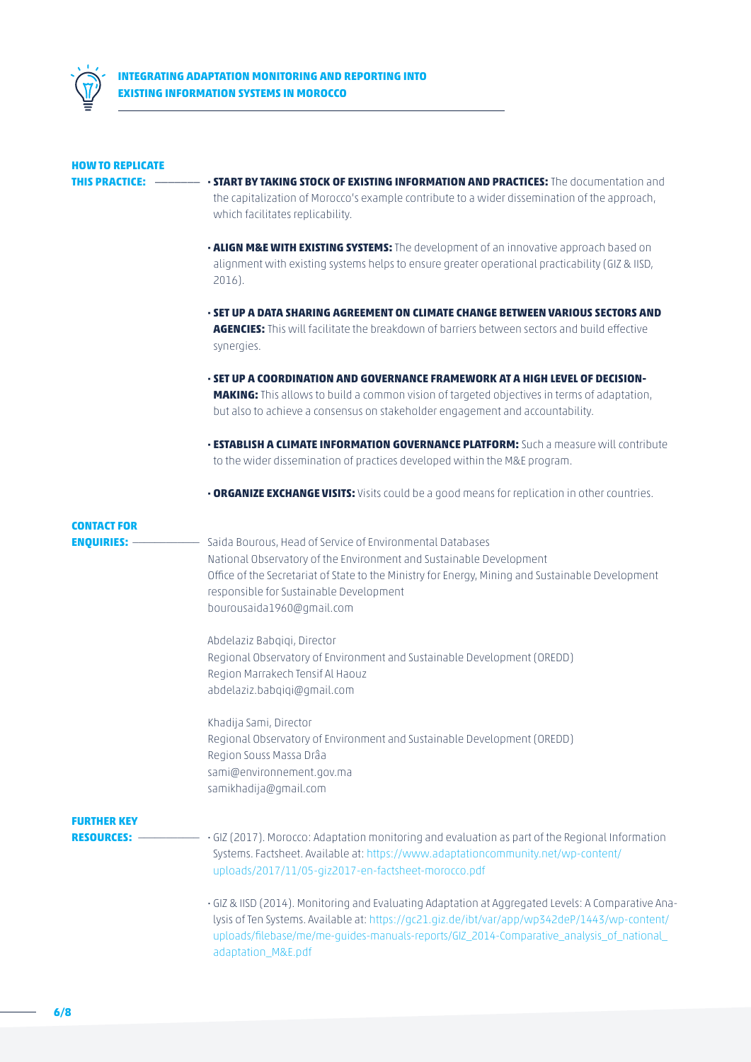**HOW TO REPLICATE THIS PRACTICE:**

- **START BY TAKING STOCK OF EXISTING INFORMATION AND PRACTICES:** The documentation and the capitalization of Morocco's example contribute to a wider dissemination of the approach, which facilitates replicability.
- **ALIGN M&E WITH EXISTING SYSTEMS:** The development of an innovative approach based on alignment with existing systems helps to ensure greater operational practicability (GIZ & IISD, 2016).
- **SET UP A DATA SHARING AGREEMENT ON CLIMATE CHANGE BETWEEN VARIOUS SECTORS AND AGENCIES:** This will facilitate the breakdown of barriers between sectors and build effective synergies.
- **SET UP A COORDINATION AND GOVERNANCE FRAMEWORK AT A HIGH LEVEL OF DECISION-MAKING:** This allows to build a common vision of targeted objectives in terms of adaptation, but also to achieve a consensus on stakeholder engagement and accountability.
- **ESTABLISH A CLIMATE INFORMATION GOVERNANCE PLATFORM:** Such a measure will contribute to the wider dissemination of practices developed within the M&E program.
- **ORGANIZE EXCHANGE VISITS:** Visits could be a good means for replication in other countries.

**CONTACT FOR ENQUIRIES:**

Saida Bourous, Head of Service of Environmental Databases
National Observatory of the Environment and Sustainable Development
Office of the Secretariat of State to the Ministry for Energy, Mining and Sustainable Development responsible for Sustainable Development
bourousaida1960@gmail.com

Abdelaziz Babqiqi, Director
Regional Observatory of Environment and Sustainable Development (OREDD)
Region Marrakech Tensif Al Haouz
abdelaziz.babqiqi@gmail.com

Khadija Sami, Director
Regional Observatory of Environment and Sustainable Development (OREDD)
Region Souss Massa Drâa
sami@environnement.gov.ma
samikhadija@gmail.com

**FURTHER KEY RESOURCES:**

- GIZ (2017). Morocco: Adaptation monitoring and evaluation as part of the Regional Information Systems. Factsheet. Available at: https://www.adaptationcommunity.net/wp-content/uploads/2017/11/05-giz2017-en-factsheet-morocco.pdf
- GIZ & IISD (2014). Monitoring and Evaluating Adaptation at Aggregated Levels: A Comparative Analysis of Ten Systems. Available at: https://gc21.giz.de/ibt/var/app/wp342deP/1443/wp-content/uploads/filebase/me/me-guides-manuals-reports/GIZ_2014-Comparative_analysis_of_national_adaptation_M&E.pdf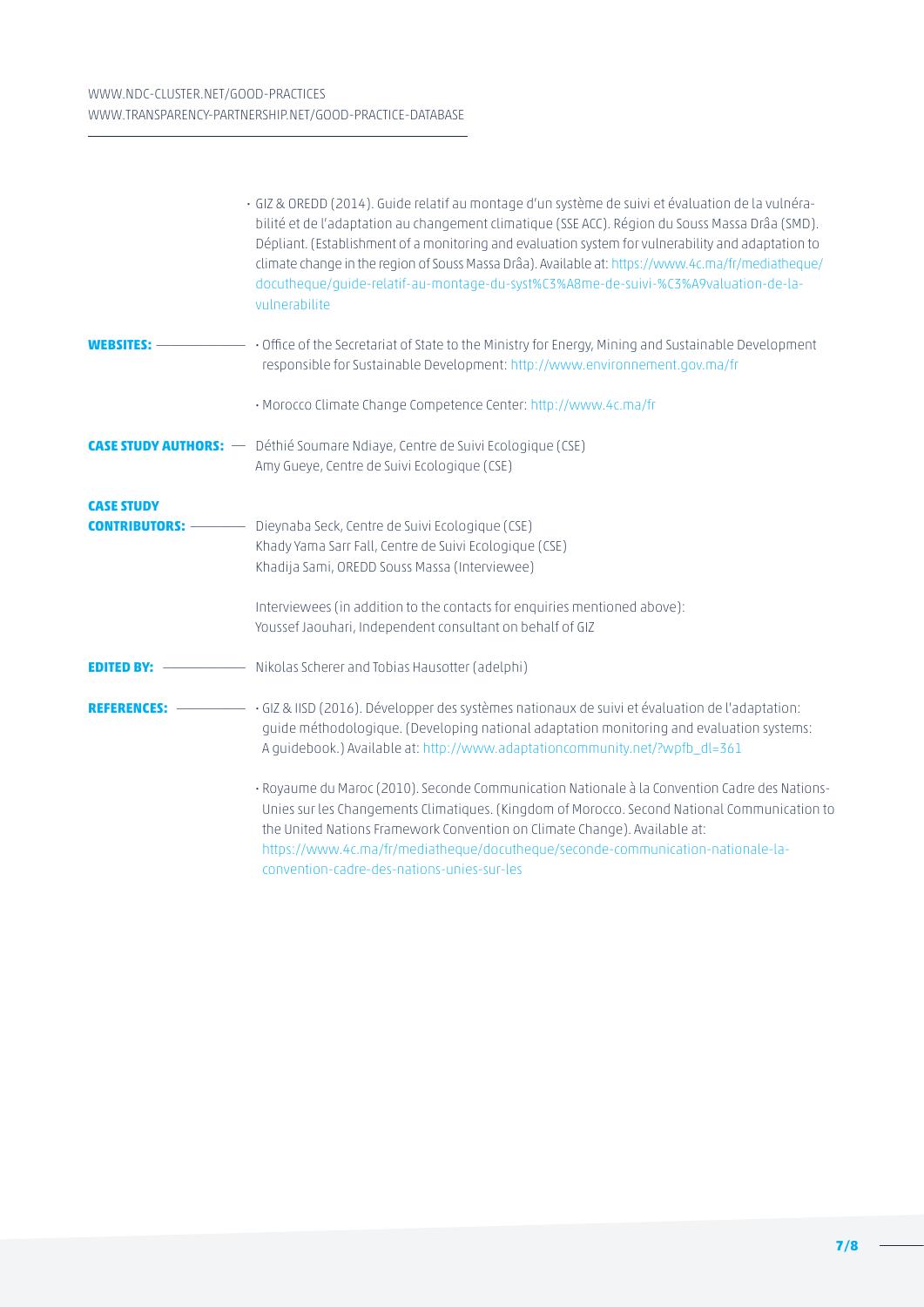- GIZ & OREDD (2014). Guide relatif au montage d'un système de suivi et évaluation de la vulnérabilité et de l'adaptation au changement climatique (SSE ACC). Région du Souss Massa Drâa (SMD). Dépliant. (Establishment of a monitoring and evaluation system for vulnerability and adaptation to climate change in the region of Souss Massa Drâa). Available at: https://www.4c.ma/fr/mediatheque/docutheque/guide-relatif-au-montage-du-syst%C3%A8me-de-suivi-%C3%A9valuation-de-la-vulnerabilite

**WEBSITES:**

- Office of the Secretariat of State to the Ministry for Energy, Mining and Sustainable Development responsible for Sustainable Development: http://www.environnement.gov.ma/fr
- Morocco Climate Change Competence Center: http://www.4c.ma/fr

**CASE STUDY AUTHORS:**

Déthié Soumare Ndiaye, Centre de Suivi Ecologique (CSE)
Amy Gueye, Centre de Suivi Ecologique (CSE)

**CASE STUDY CONTRIBUTORS:**

Dieynaba Seck, Centre de Suivi Ecologique (CSE)
Khady Yama Sarr Fall, Centre de Suivi Ecologique (CSE)
Khadija Sami, OREDD Souss Massa (Interviewee)

Interviewees (in addition to the contacts for enquiries mentioned above):
Youssef Jaouhari, Independent consultant on behalf of GIZ

**EDITED BY:**

Nikolas Scherer and Tobias Hausotter (adelphi)

**REFERENCES:**

- GIZ & IISD (2016). Développer des systèmes nationaux de suivi et évaluation de l'adaptation: guide méthodologique. (Developing national adaptation monitoring and evaluation systems: A guidebook.) Available at: http://www.adaptationcommunity.net/?wpfb_dl=361
- Royaume du Maroc (2010). Seconde Communication Nationale à la Convention Cadre des Nations-Unies sur les Changements Climatiques. (Kingdom of Morocco. Second National Communication to the United Nations Framework Convention on Climate Change). Available at: https://www.4c.ma/fr/mediatheque/docutheque/seconde-communication-nationale-la-convention-cadre-des-nations-unies-sur-les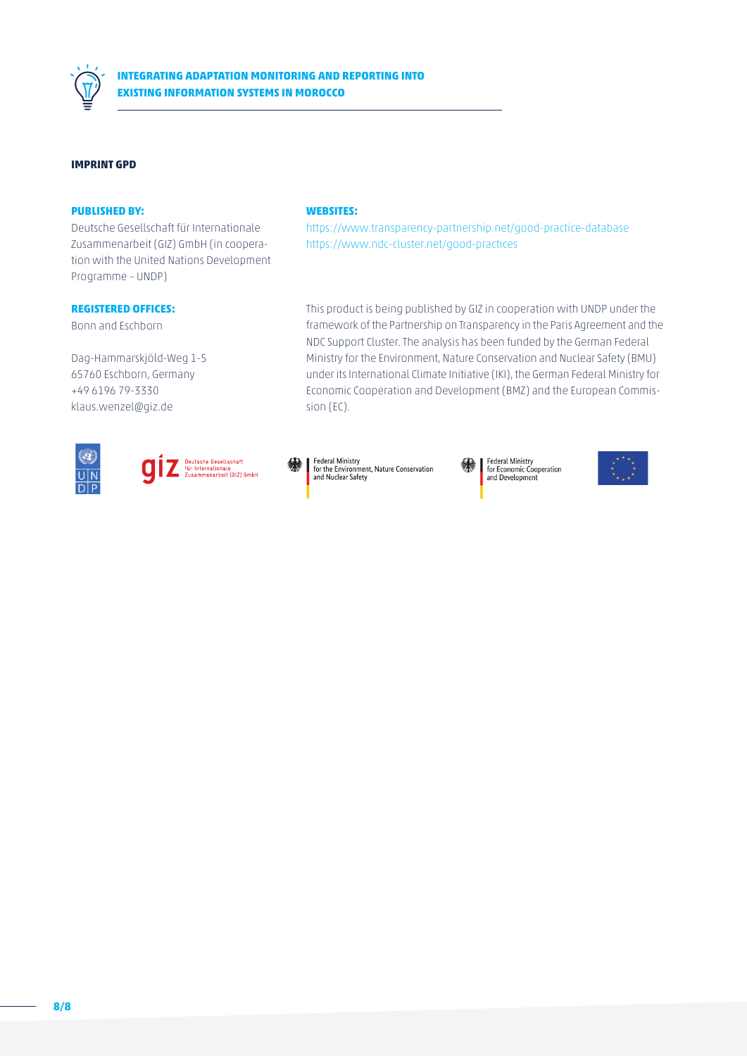**IMPRINT GPD**

**PUBLISHED BY:**
Deutsche Gesellschaft für Internationale Zusammenarbeit (GIZ) GmbH (in cooperation with the United Nations Development Programme – UNDP)

**REGISTERED OFFICES:**
Bonn and Eschborn

Dag-Hammarskjöld-Weg 1-5
65760 Eschborn, Germany
+49 6196 79-3330
klaus.wenzel@giz.de

**WEBSITES:**
https://www.transparency-partnership.net/good-practice-database
https://www.ndc-cluster.net/good-practices

This product is being published by GIZ in cooperation with UNDP under the framework of the Partnership on Transparency in the Paris Agreement and the NDC Support Cluster. The analysis has been funded by the German Federal Ministry for the Environment, Nature Conservation and Nuclear Safety (BMU) under its International Climate Initiative (IKI), the German Federal Ministry for Economic Cooperation and Development (BMZ) and the European Commission (EC).

Deutsche Gesellschaft für Internationale Zusammenarbeit (GIZ) GmbH

Federal Ministry for the Environment, Nature Conservation and Nuclear Safety

Federal Ministry for Economic Cooperation and Development